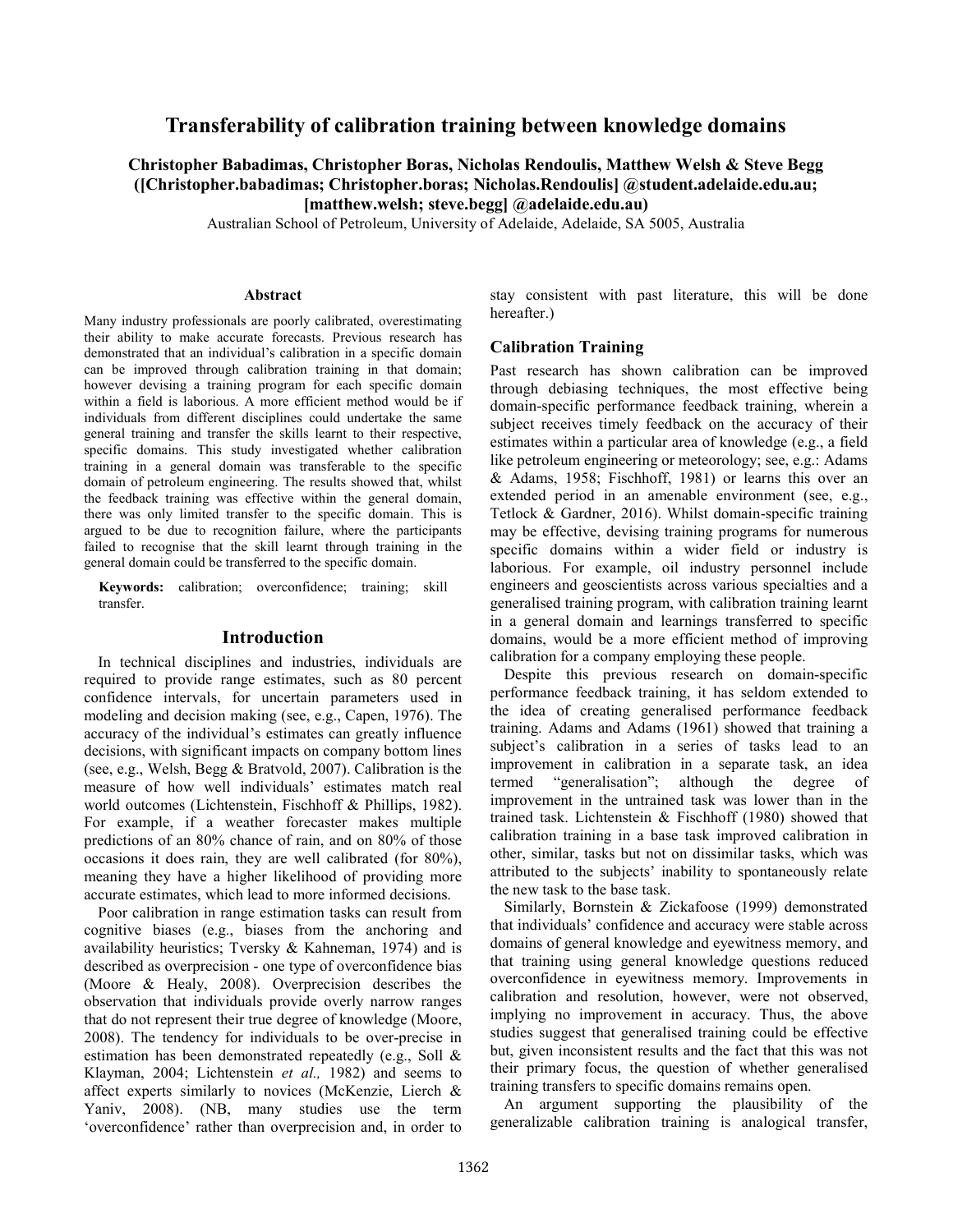# Transferability of calibration training between knowledge domains

**Christopher Babadimas, Christopher Boras, Nicholas Rendoulis, Matthew Welsh & Steve Begg**
**([Christopher.babadimas; Christopher.boras; Nicholas.Rendoulis] @student.adelaide.edu.au; [matthew.welsh; steve.begg] @adelaide.edu.au)**
Australian School of Petroleum, University of Adelaide, Adelaide, SA 5005, Australia

## Abstract

Many industry professionals are poorly calibrated, overestimating their ability to make accurate forecasts. Previous research has demonstrated that an individual's calibration in a specific domain can be improved through calibration training in that domain; however devising a training program for each specific domain within a field is laborious. A more efficient method would be if individuals from different disciplines could undertake the same general training and transfer the skills learnt to their respective, specific domains. This study investigated whether calibration training in a general domain was transferable to the specific domain of petroleum engineering. The results showed that, whilst the feedback training was effective within the general domain, there was only limited transfer to the specific domain. This is argued to be due to recognition failure, where the participants failed to recognise that the skill learnt through training in the general domain could be transferred to the specific domain.

**Keywords:** calibration; overconfidence; training; skill transfer.

## Introduction

In technical disciplines and industries, individuals are required to provide range estimates, such as 80 percent confidence intervals, for uncertain parameters used in modeling and decision making (see, e.g., Capen, 1976). The accuracy of the individual's estimates can greatly influence decisions, with significant impacts on company bottom lines (see, e.g., Welsh, Begg & Bratvold, 2007). Calibration is the measure of how well individuals' estimates match real world outcomes (Lichtenstein, Fischhoff & Phillips, 1982). For example, if a weather forecaster makes multiple predictions of an 80% chance of rain, and on 80% of those occasions it does rain, they are well calibrated (for 80%), meaning they have a higher likelihood of providing more accurate estimates, which lead to more informed decisions.

Poor calibration in range estimation tasks can result from cognitive biases (e.g., biases from the anchoring and availability heuristics; Tversky & Kahneman, 1974) and is described as overprecision - one type of overconfidence bias (Moore & Healy, 2008). Overprecision describes the observation that individuals provide overly narrow ranges that do not represent their true degree of knowledge (Moore, 2008). The tendency for individuals to be over-precise in estimation has been demonstrated repeatedly (e.g., Soll & Klayman, 2004; Lichtenstein *et al.,* 1982) and seems to affect experts similarly to novices (McKenzie, Lierch & Yaniv, 2008). (NB, many studies use the term 'overconfidence' rather than overprecision and, in order to stay consistent with past literature, this will be done hereafter.)

### Calibration Training

Past research has shown calibration can be improved through debiasing techniques, the most effective being domain-specific performance feedback training, wherein a subject receives timely feedback on the accuracy of their estimates within a particular area of knowledge (e.g., a field like petroleum engineering or meteorology; see, e.g.: Adams & Adams, 1958; Fischhoff, 1981) or learns this over an extended period in an amenable environment (see, e.g., Tetlock & Gardner, 2016). Whilst domain-specific training may be effective, devising training programs for numerous specific domains within a wider field or industry is laborious. For example, oil industry personnel include engineers and geoscientists across various specialties and a generalised training program, with calibration training learnt in a general domain and learnings transferred to specific domains, would be a more efficient method of improving calibration for a company employing these people.

Despite this previous research on domain-specific performance feedback training, it has seldom extended to the idea of creating generalised performance feedback training. Adams and Adams (1961) showed that training a subject's calibration in a series of tasks lead to an improvement in calibration in a separate task, an idea termed "generalisation"; although the degree of improvement in the untrained task was lower than in the trained task. Lichtenstein & Fischhoff (1980) showed that calibration training in a base task improved calibration in other, similar, tasks but not on dissimilar tasks, which was attributed to the subjects' inability to spontaneously relate the new task to the base task.

Similarly, Bornstein & Zickafoose (1999) demonstrated that individuals' confidence and accuracy were stable across domains of general knowledge and eyewitness memory, and that training using general knowledge questions reduced overconfidence in eyewitness memory. Improvements in calibration and resolution, however, were not observed, implying no improvement in accuracy. Thus, the above studies suggest that generalised training could be effective but, given inconsistent results and the fact that this was not their primary focus, the question of whether generalised training transfers to specific domains remains open.

An argument supporting the plausibility of the generalizable calibration training is analogical transfer,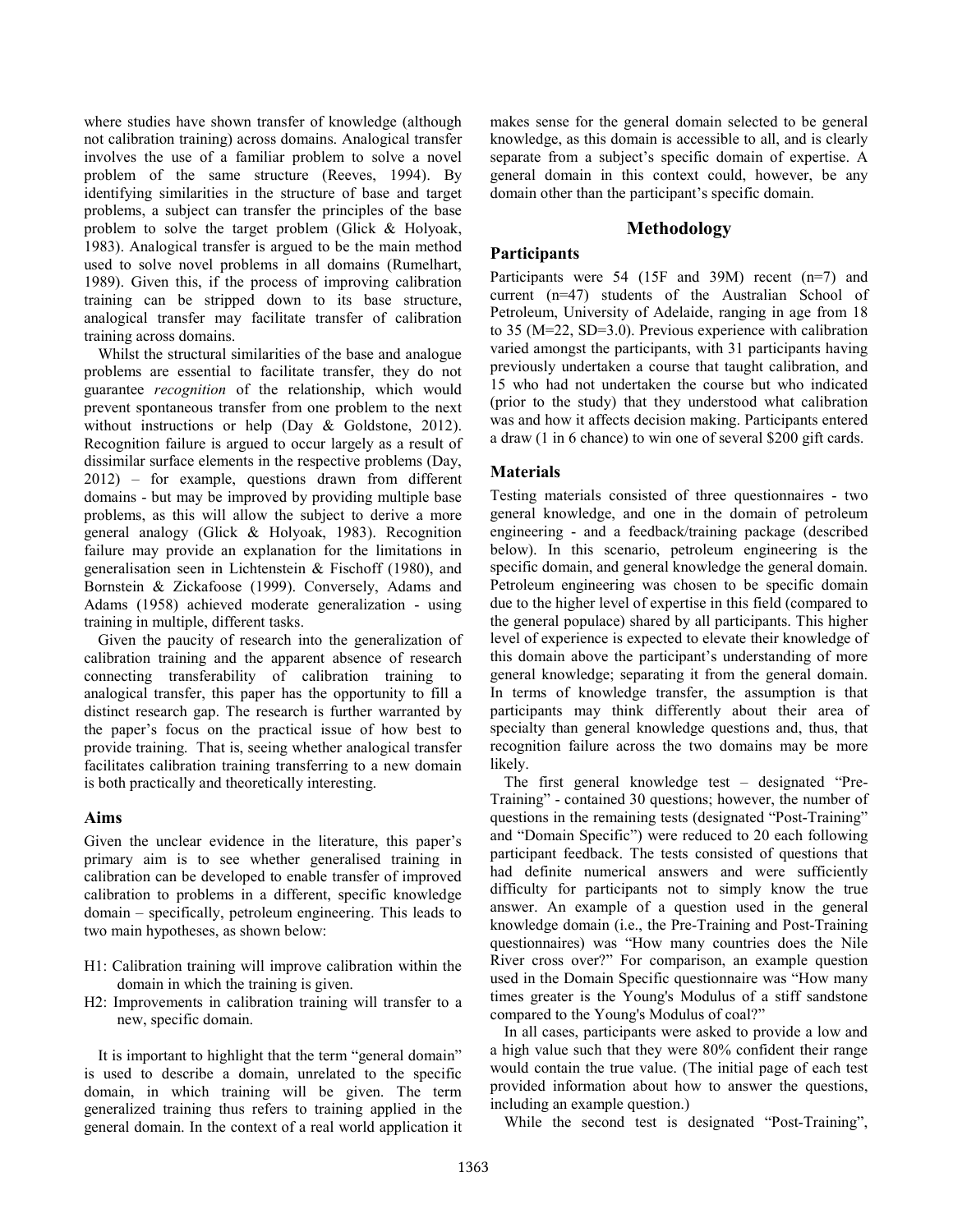where studies have shown transfer of knowledge (although not calibration training) across domains. Analogical transfer involves the use of a familiar problem to solve a novel problem of the same structure (Reeves, 1994). By identifying similarities in the structure of base and target problems, a subject can transfer the principles of the base problem to solve the target problem (Glick & Holyoak, 1983). Analogical transfer is argued to be the main method used to solve novel problems in all domains (Rumelhart, 1989). Given this, if the process of improving calibration training can be stripped down to its base structure, analogical transfer may facilitate transfer of calibration training across domains.

Whilst the structural similarities of the base and analogue problems are essential to facilitate transfer, they do not guarantee *recognition* of the relationship, which would prevent spontaneous transfer from one problem to the next without instructions or help (Day & Goldstone, 2012). Recognition failure is argued to occur largely as a result of dissimilar surface elements in the respective problems (Day, 2012) – for example, questions drawn from different domains - but may be improved by providing multiple base problems, as this will allow the subject to derive a more general analogy (Glick & Holyoak, 1983). Recognition failure may provide an explanation for the limitations in generalisation seen in Lichtenstein & Fischoff (1980), and Bornstein & Zickafoose (1999). Conversely, Adams and Adams (1958) achieved moderate generalization - using training in multiple, different tasks.

Given the paucity of research into the generalization of calibration training and the apparent absence of research connecting transferability of calibration training to analogical transfer, this paper has the opportunity to fill a distinct research gap. The research is further warranted by the paper's focus on the practical issue of how best to provide training. That is, seeing whether analogical transfer facilitates calibration training transferring to a new domain is both practically and theoretically interesting.

### Aims

Given the unclear evidence in the literature, this paper's primary aim is to see whether generalised training in calibration can be developed to enable transfer of improved calibration to problems in a different, specific knowledge domain – specifically, petroleum engineering. This leads to two main hypotheses, as shown below:

H1: Calibration training will improve calibration within the domain in which the training is given.

H2: Improvements in calibration training will transfer to a new, specific domain.

It is important to highlight that the term "general domain" is used to describe a domain, unrelated to the specific domain, in which training will be given. The term generalized training thus refers to training applied in the general domain. In the context of a real world application it makes sense for the general domain selected to be general knowledge, as this domain is accessible to all, and is clearly separate from a subject's specific domain of expertise. A general domain in this context could, however, be any domain other than the participant's specific domain.

## Methodology

### Participants

Participants were 54 (15F and 39M) recent (n=7) and current (n=47) students of the Australian School of Petroleum, University of Adelaide, ranging in age from 18 to 35 (M=22, SD=3.0). Previous experience with calibration varied amongst the participants, with 31 participants having previously undertaken a course that taught calibration, and 15 who had not undertaken the course but who indicated (prior to the study) that they understood what calibration was and how it affects decision making. Participants entered a draw (1 in 6 chance) to win one of several $200 gift cards.

### Materials

Testing materials consisted of three questionnaires - two general knowledge, and one in the domain of petroleum engineering - and a feedback/training package (described below). In this scenario, petroleum engineering is the specific domain, and general knowledge the general domain. Petroleum engineering was chosen to be specific domain due to the higher level of expertise in this field (compared to the general populace) shared by all participants. This higher level of experience is expected to elevate their knowledge of this domain above the participant's understanding of more general knowledge; separating it from the general domain. In terms of knowledge transfer, the assumption is that participants may think differently about their area of specialty than general knowledge questions and, thus, that recognition failure across the two domains may be more likely.

The first general knowledge test – designated "Pre-Training" - contained 30 questions; however, the number of questions in the remaining tests (designated "Post-Training" and "Domain Specific") were reduced to 20 each following participant feedback. The tests consisted of questions that had definite numerical answers and were sufficiently difficulty for participants not to simply know the true answer. An example of a question used in the general knowledge domain (i.e., the Pre-Training and Post-Training questionnaires) was "How many countries does the Nile River cross over?" For comparison, an example question used in the Domain Specific questionnaire was "How many times greater is the Young's Modulus of a stiff sandstone compared to the Young's Modulus of coal?"

In all cases, participants were asked to provide a low and a high value such that they were 80% confident their range would contain the true value. (The initial page of each test provided information about how to answer the questions, including an example question.)

While the second test is designated "Post-Training",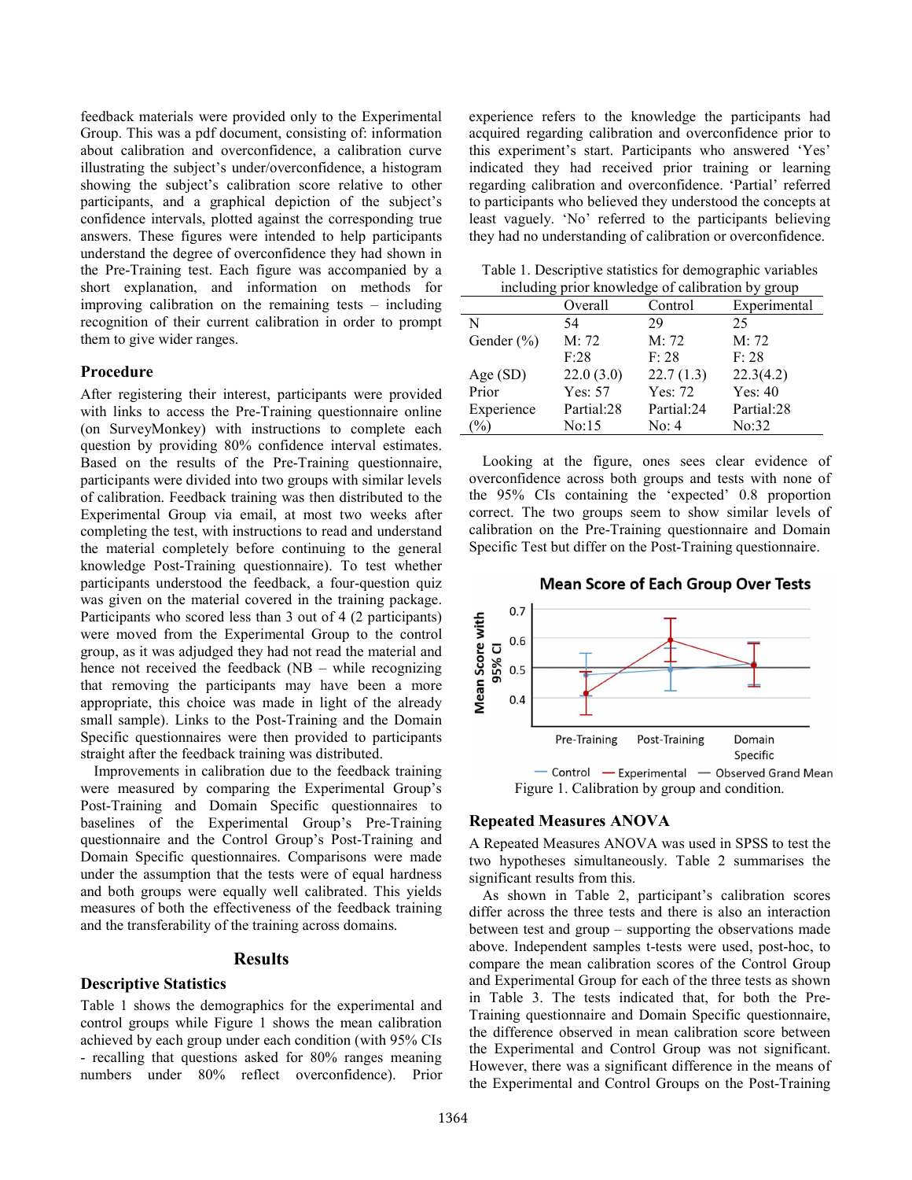feedback materials were provided only to the Experimental Group. This was a pdf document, consisting of: information about calibration and overconfidence, a calibration curve illustrating the subject's under/overconfidence, a histogram showing the subject's calibration score relative to other participants, and a graphical depiction of the subject's confidence intervals, plotted against the corresponding true answers. These figures were intended to help participants understand the degree of overconfidence they had shown in the Pre-Training test. Each figure was accompanied by a short explanation, and information on methods for improving calibration on the remaining tests – including recognition of their current calibration in order to prompt them to give wider ranges.

### Procedure

After registering their interest, participants were provided with links to access the Pre-Training questionnaire online (on SurveyMonkey) with instructions to complete each question by providing 80% confidence interval estimates. Based on the results of the Pre-Training questionnaire, participants were divided into two groups with similar levels of calibration. Feedback training was then distributed to the Experimental Group via email, at most two weeks after completing the test, with instructions to read and understand the material completely before continuing to the general knowledge Post-Training questionnaire). To test whether participants understood the feedback, a four-question quiz was given on the material covered in the training package. Participants who scored less than 3 out of 4 (2 participants) were moved from the Experimental Group to the control group, as it was adjudged they had not read the material and hence not received the feedback (NB – while recognizing that removing the participants may have been a more appropriate, this choice was made in light of the already small sample). Links to the Post-Training and the Domain Specific questionnaires were then provided to participants straight after the feedback training was distributed.

Improvements in calibration due to the feedback training were measured by comparing the Experimental Group's Post-Training and Domain Specific questionnaires to baselines of the Experimental Group's Pre-Training questionnaire and the Control Group's Post-Training and Domain Specific questionnaires. Comparisons were made under the assumption that the tests were of equal hardness and both groups were equally well calibrated. This yields measures of both the effectiveness of the feedback training and the transferability of the training across domains.

## Results

### Descriptive Statistics

Table 1 shows the demographics for the experimental and control groups while Figure 1 shows the mean calibration achieved by each group under each condition (with 95% CIs - recalling that questions asked for 80% ranges meaning numbers under 80% reflect overconfidence). Prior experience refers to the knowledge the participants had acquired regarding calibration and overconfidence prior to this experiment's start. Participants who answered 'Yes' indicated they had received prior training or learning regarding calibration and overconfidence. 'Partial' referred to participants who believed they understood the concepts at least vaguely. 'No' referred to the participants believing they had no understanding of calibration or overconfidence.

Table 1. Descriptive statistics for demographic variables including prior knowledge of calibration by group

| | Overall | Control | Experimental |
|---|---|---|---|
| N | 54 | 29 | 25 |
| Gender (%) | M: 72<br>F:28 | M: 72<br>F: 28 | M: 72<br>F: 28 |
| Age (SD) | 22.0 (3.0) | 22.7 (1.3) | 22.3(4.2) |
| Prior Experience (%) | Yes: 57<br>Partial:28<br>No:15 | Yes: 72<br>Partial:24<br>No: 4 | Yes: 40<br>Partial:28<br>No:32 |

Looking at the figure, ones sees clear evidence of overconfidence across both groups and tests with none of the 95% CIs containing the 'expected' 0.8 proportion correct. The two groups seem to show similar levels of calibration on the Pre-Training questionnaire and Domain Specific Test but differ on the Post-Training questionnaire.

Figure 1. Calibration by group and condition.

### Repeated Measures ANOVA

A Repeated Measures ANOVA was used in SPSS to test the two hypotheses simultaneously. Table 2 summarises the significant results from this.

As shown in Table 2, participant's calibration scores differ across the three tests and there is also an interaction between test and group – supporting the observations made above. Independent samples t-tests were used, post-hoc, to compare the mean calibration scores of the Control Group and Experimental Group for each of the three tests as shown in Table 3. The tests indicated that, for both the Pre-Training questionnaire and Domain Specific questionnaire, the difference observed in mean calibration score between the Experimental and Control Group was not significant. However, there was a significant difference in the means of the Experimental and Control Groups on the Post-Training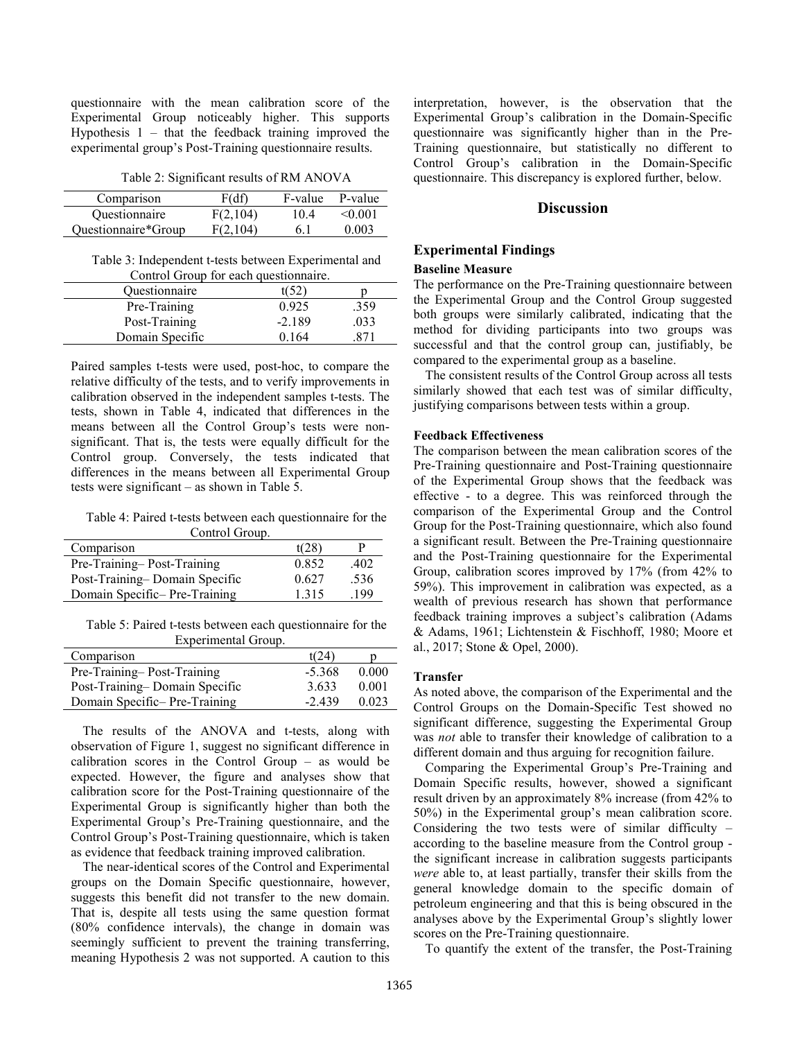questionnaire with the mean calibration score of the Experimental Group noticeably higher. This supports Hypothesis 1 – that the feedback training improved the experimental group's Post-Training questionnaire results.

Table 2: Significant results of RM ANOVA

| Comparison | F(df) | F-value | P-value |
|---|---|---|---|
| Questionnaire | F(2,104) | 10.4 | <0.001 |
| Questionnaire*Group | F(2,104) | 6.1 | 0.003 |

Table 3: Independent t-tests between Experimental and Control Group for each questionnaire.

| Questionnaire | t(52) | p |
|---|---|---|
| Pre-Training | 0.925 | .359 |
| Post-Training | -2.189 | .033 |
| Domain Specific | 0.164 | .871 |

Paired samples t-tests were used, post-hoc, to compare the relative difficulty of the tests, and to verify improvements in calibration observed in the independent samples t-tests. The tests, shown in Table 4, indicated that differences in the means between all the Control Group's tests were non-significant. That is, the tests were equally difficult for the Control group. Conversely, the tests indicated that differences in the means between all Experimental Group tests were significant – as shown in Table 5.

Table 4: Paired t-tests between each questionnaire for the Control Group.

| Comparison | t(28) | P |
|---|---|---|
| Pre-Training– Post-Training | 0.852 | .402 |
| Post-Training– Domain Specific | 0.627 | .536 |
| Domain Specific– Pre-Training | 1.315 | .199 |

Table 5: Paired t-tests between each questionnaire for the Experimental Group.

| Comparison | t(24) | p |
|---|---|---|
| Pre-Training– Post-Training | -5.368 | 0.000 |
| Post-Training– Domain Specific | 3.633 | 0.001 |
| Domain Specific– Pre-Training | -2.439 | 0.023 |

The results of the ANOVA and t-tests, along with observation of Figure 1, suggest no significant difference in calibration scores in the Control Group – as would be expected. However, the figure and analyses show that calibration score for the Post-Training questionnaire of the Experimental Group is significantly higher than both the Experimental Group's Pre-Training questionnaire, and the Control Group's Post-Training questionnaire, which is taken as evidence that feedback training improved calibration.

The near-identical scores of the Control and Experimental groups on the Domain Specific questionnaire, however, suggests this benefit did not transfer to the new domain. That is, despite all tests using the same question format (80% confidence intervals), the change in domain was seemingly sufficient to prevent the training transferring, meaning Hypothesis 2 was not supported. A caution to this interpretation, however, is the observation that the Experimental Group's calibration in the Domain-Specific questionnaire was significantly higher than in the Pre-Training questionnaire, but statistically no different to Control Group's calibration in the Domain-Specific questionnaire. This discrepancy is explored further, below.

## Discussion

### Experimental Findings

#### Baseline Measure

The performance on the Pre-Training questionnaire between the Experimental Group and the Control Group suggested both groups were similarly calibrated, indicating that the method for dividing participants into two groups was successful and that the control group can, justifiably, be compared to the experimental group as a baseline.

The consistent results of the Control Group across all tests similarly showed that each test was of similar difficulty, justifying comparisons between tests within a group.

#### Feedback Effectiveness

The comparison between the mean calibration scores of the Pre-Training questionnaire and Post-Training questionnaire of the Experimental Group shows that the feedback was effective - to a degree. This was reinforced through the comparison of the Experimental Group and the Control Group for the Post-Training questionnaire, which also found a significant result. Between the Pre-Training questionnaire and the Post-Training questionnaire for the Experimental Group, calibration scores improved by 17% (from 42% to 59%). This improvement in calibration was expected, as a wealth of previous research has shown that performance feedback training improves a subject's calibration (Adams & Adams, 1961; Lichtenstein & Fischhoff, 1980; Moore et al., 2017; Stone & Opel, 2000).

#### Transfer

As noted above, the comparison of the Experimental and the Control Groups on the Domain-Specific Test showed no significant difference, suggesting the Experimental Group was *not* able to transfer their knowledge of calibration to a different domain and thus arguing for recognition failure.

Comparing the Experimental Group's Pre-Training and Domain Specific results, however, showed a significant result driven by an approximately 8% increase (from 42% to 50%) in the Experimental group's mean calibration score. Considering the two tests were of similar difficulty – according to the baseline measure from the Control group - the significant increase in calibration suggests participants *were* able to, at least partially, transfer their skills from the general knowledge domain to the specific domain of petroleum engineering and that this is being obscured in the analyses above by the Experimental Group's slightly lower scores on the Pre-Training questionnaire.

To quantify the extent of the transfer, the Post-Training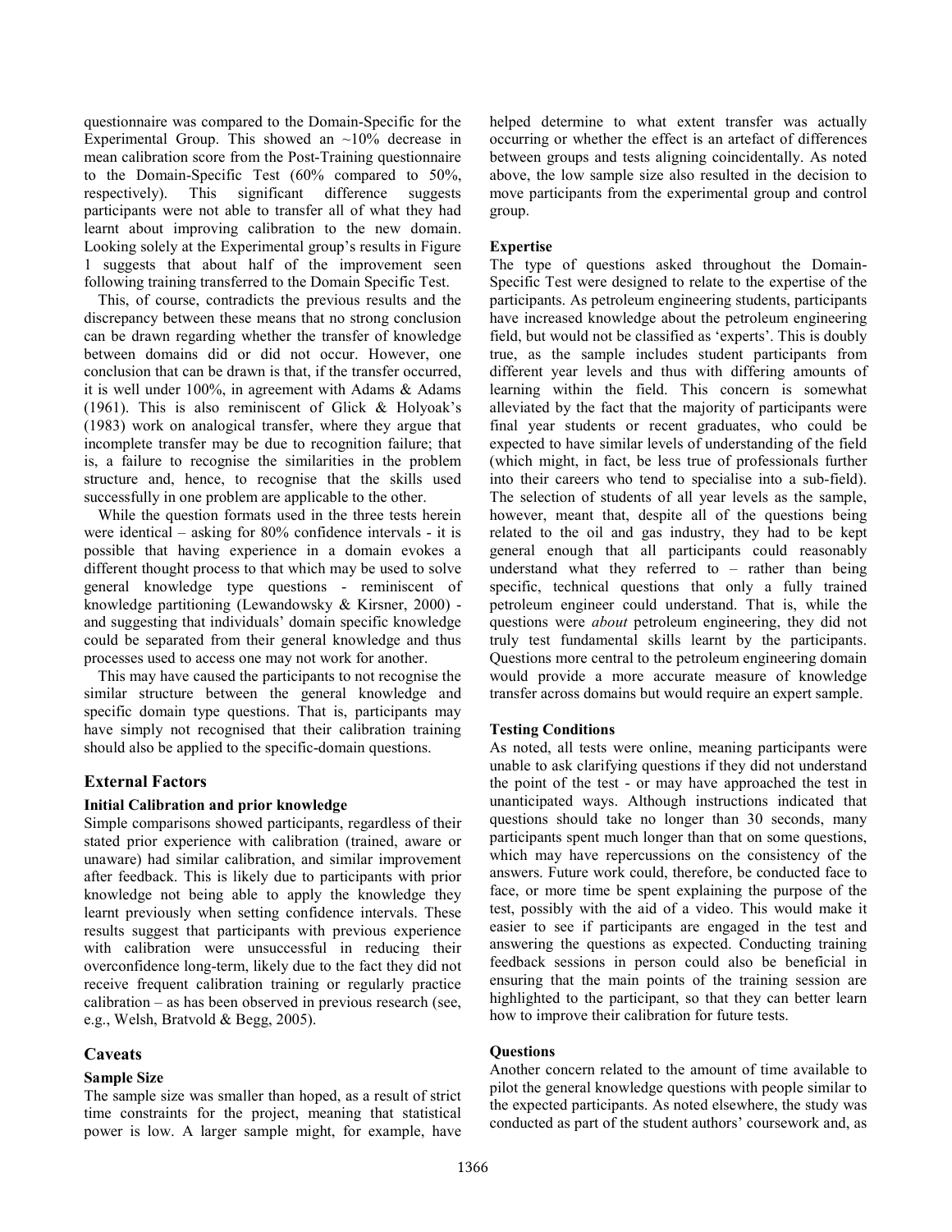questionnaire was compared to the Domain-Specific for the Experimental Group. This showed an ~10% decrease in mean calibration score from the Post-Training questionnaire to the Domain-Specific Test (60% compared to 50%, respectively). This significant difference suggests participants were not able to transfer all of what they had learnt about improving calibration to the new domain. Looking solely at the Experimental group's results in Figure 1 suggests that about half of the improvement seen following training transferred to the Domain Specific Test.

This, of course, contradicts the previous results and the discrepancy between these means that no strong conclusion can be drawn regarding whether the transfer of knowledge between domains did or did not occur. However, one conclusion that can be drawn is that, if the transfer occurred, it is well under 100%, in agreement with Adams & Adams (1961). This is also reminiscent of Glick & Holyoak's (1983) work on analogical transfer, where they argue that incomplete transfer may be due to recognition failure; that is, a failure to recognise the similarities in the problem structure and, hence, to recognise that the skills used successfully in one problem are applicable to the other.

While the question formats used in the three tests herein were identical – asking for 80% confidence intervals - it is possible that having experience in a domain evokes a different thought process to that which may be used to solve general knowledge type questions - reminiscent of knowledge partitioning (Lewandowsky & Kirsner, 2000) - and suggesting that individuals' domain specific knowledge could be separated from their general knowledge and thus processes used to access one may not work for another.

This may have caused the participants to not recognise the similar structure between the general knowledge and specific domain type questions. That is, participants may have simply not recognised that their calibration training should also be applied to the specific-domain questions.

## External Factors

### Initial Calibration and prior knowledge

Simple comparisons showed participants, regardless of their stated prior experience with calibration (trained, aware or unaware) had similar calibration, and similar improvement after feedback. This is likely due to participants with prior knowledge not being able to apply the knowledge they learnt previously when setting confidence intervals. These results suggest that participants with previous experience with calibration were unsuccessful in reducing their overconfidence long-term, likely due to the fact they did not receive frequent calibration training or regularly practice calibration – as has been observed in previous research (see, e.g., Welsh, Bratvold & Begg, 2005).

## Caveats

### Sample Size

The sample size was smaller than hoped, as a result of strict time constraints for the project, meaning that statistical power is low. A larger sample might, for example, have helped determine to what extent transfer was actually occurring or whether the effect is an artefact of differences between groups and tests aligning coincidentally. As noted above, the low sample size also resulted in the decision to move participants from the experimental group and control group.

### Expertise

The type of questions asked throughout the Domain-Specific Test were designed to relate to the expertise of the participants. As petroleum engineering students, participants have increased knowledge about the petroleum engineering field, but would not be classified as 'experts'. This is doubly true, as the sample includes student participants from different year levels and thus with differing amounts of learning within the field. This concern is somewhat alleviated by the fact that the majority of participants were final year students or recent graduates, who could be expected to have similar levels of understanding of the field (which might, in fact, be less true of professionals further into their careers who tend to specialise into a sub-field). The selection of students of all year levels as the sample, however, meant that, despite all of the questions being related to the oil and gas industry, they had to be kept general enough that all participants could reasonably understand what they referred to – rather than being specific, technical questions that only a fully trained petroleum engineer could understand. That is, while the questions were *about* petroleum engineering, they did not truly test fundamental skills learnt by the participants. Questions more central to the petroleum engineering domain would provide a more accurate measure of knowledge transfer across domains but would require an expert sample.

### Testing Conditions

As noted, all tests were online, meaning participants were unable to ask clarifying questions if they did not understand the point of the test - or may have approached the test in unanticipated ways. Although instructions indicated that questions should take no longer than 30 seconds, many participants spent much longer than that on some questions, which may have repercussions on the consistency of the answers. Future work could, therefore, be conducted face to face, or more time be spent explaining the purpose of the test, possibly with the aid of a video. This would make it easier to see if participants are engaged in the test and answering the questions as expected. Conducting training feedback sessions in person could also be beneficial in ensuring that the main points of the training session are highlighted to the participant, so that they can better learn how to improve their calibration for future tests.

### Questions

Another concern related to the amount of time available to pilot the general knowledge questions with people similar to the expected participants. As noted elsewhere, the study was conducted as part of the student authors' coursework and, as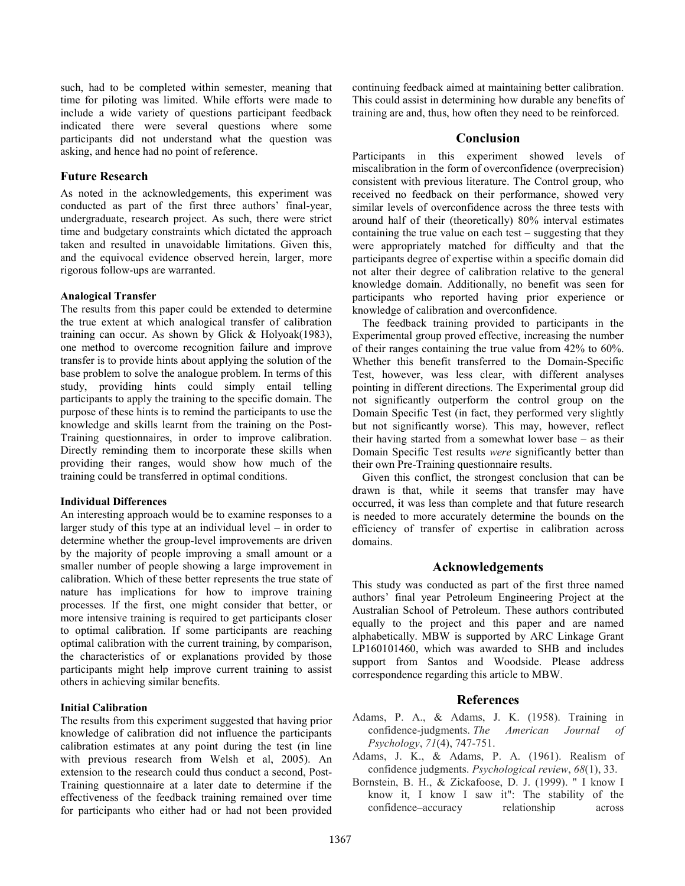such, had to be completed within semester, meaning that time for piloting was limited. While efforts were made to include a wide variety of questions participant feedback indicated there were several questions where some participants did not understand what the question was asking, and hence had no point of reference.

## Future Research

As noted in the acknowledgements, this experiment was conducted as part of the first three authors' final-year, undergraduate, research project. As such, there were strict time and budgetary constraints which dictated the approach taken and resulted in unavoidable limitations. Given this, and the equivocal evidence observed herein, larger, more rigorous follow-ups are warranted.

### Analogical Transfer

The results from this paper could be extended to determine the true extent at which analogical transfer of calibration training can occur. As shown by Glick & Holyoak(1983), one method to overcome recognition failure and improve transfer is to provide hints about applying the solution of the base problem to solve the analogue problem. In terms of this study, providing hints could simply entail telling participants to apply the training to the specific domain. The purpose of these hints is to remind the participants to use the knowledge and skills learnt from the training on the Post-Training questionnaires, in order to improve calibration. Directly reminding them to incorporate these skills when providing their ranges, would show how much of the training could be transferred in optimal conditions.

### Individual Differences

An interesting approach would be to examine responses to a larger study of this type at an individual level – in order to determine whether the group-level improvements are driven by the majority of people improving a small amount or a smaller number of people showing a large improvement in calibration. Which of these better represents the true state of nature has implications for how to improve training processes. If the first, one might consider that better, or more intensive training is required to get participants closer to optimal calibration. If some participants are reaching optimal calibration with the current training, by comparison, the characteristics of or explanations provided by those participants might help improve current training to assist others in achieving similar benefits.

### Initial Calibration

The results from this experiment suggested that having prior knowledge of calibration did not influence the participants calibration estimates at any point during the test (in line with previous research from Welsh et al, 2005). An extension to the research could thus conduct a second, Post-Training questionnaire at a later date to determine if the effectiveness of the feedback training remained over time for participants who either had or had not been provided continuing feedback aimed at maintaining better calibration. This could assist in determining how durable any benefits of training are and, thus, how often they need to be reinforced.

## Conclusion

Participants in this experiment showed levels of miscalibration in the form of overconfidence (overprecision) consistent with previous literature. The Control group, who received no feedback on their performance, showed very similar levels of overconfidence across the three tests with around half of their (theoretically) 80% interval estimates containing the true value on each test – suggesting that they were appropriately matched for difficulty and that the participants degree of expertise within a specific domain did not alter their degree of calibration relative to the general knowledge domain. Additionally, no benefit was seen for participants who reported having prior experience or knowledge of calibration and overconfidence.

The feedback training provided to participants in the Experimental group proved effective, increasing the number of their ranges containing the true value from 42% to 60%. Whether this benefit transferred to the Domain-Specific Test, however, was less clear, with different analyses pointing in different directions. The Experimental group did not significantly outperform the control group on the Domain Specific Test (in fact, they performed very slightly but not significantly worse). This may, however, reflect their having started from a somewhat lower base – as their Domain Specific Test results *were* significantly better than their own Pre-Training questionnaire results.

Given this conflict, the strongest conclusion that can be drawn is that, while it seems that transfer may have occurred, it was less than complete and that future research is needed to more accurately determine the bounds on the efficiency of transfer of expertise in calibration across domains.

## Acknowledgements

This study was conducted as part of the first three named authors' final year Petroleum Engineering Project at the Australian School of Petroleum. These authors contributed equally to the project and this paper and are named alphabetically. MBW is supported by ARC Linkage Grant LP160101460, which was awarded to SHB and includes support from Santos and Woodside. Please address correspondence regarding this article to MBW.

## References

Adams, P. A., & Adams, J. K. (1958). Training in confidence-judgments. *The American Journal of Psychology*, *71*(4), 747-751.

Adams, J. K., & Adams, P. A. (1961). Realism of confidence judgments. *Psychological review*, *68*(1), 33.

Bornstein, B. H., & Zickafoose, D. J. (1999). " I know I know it, I know I saw it": The stability of the confidence–accuracy relationship across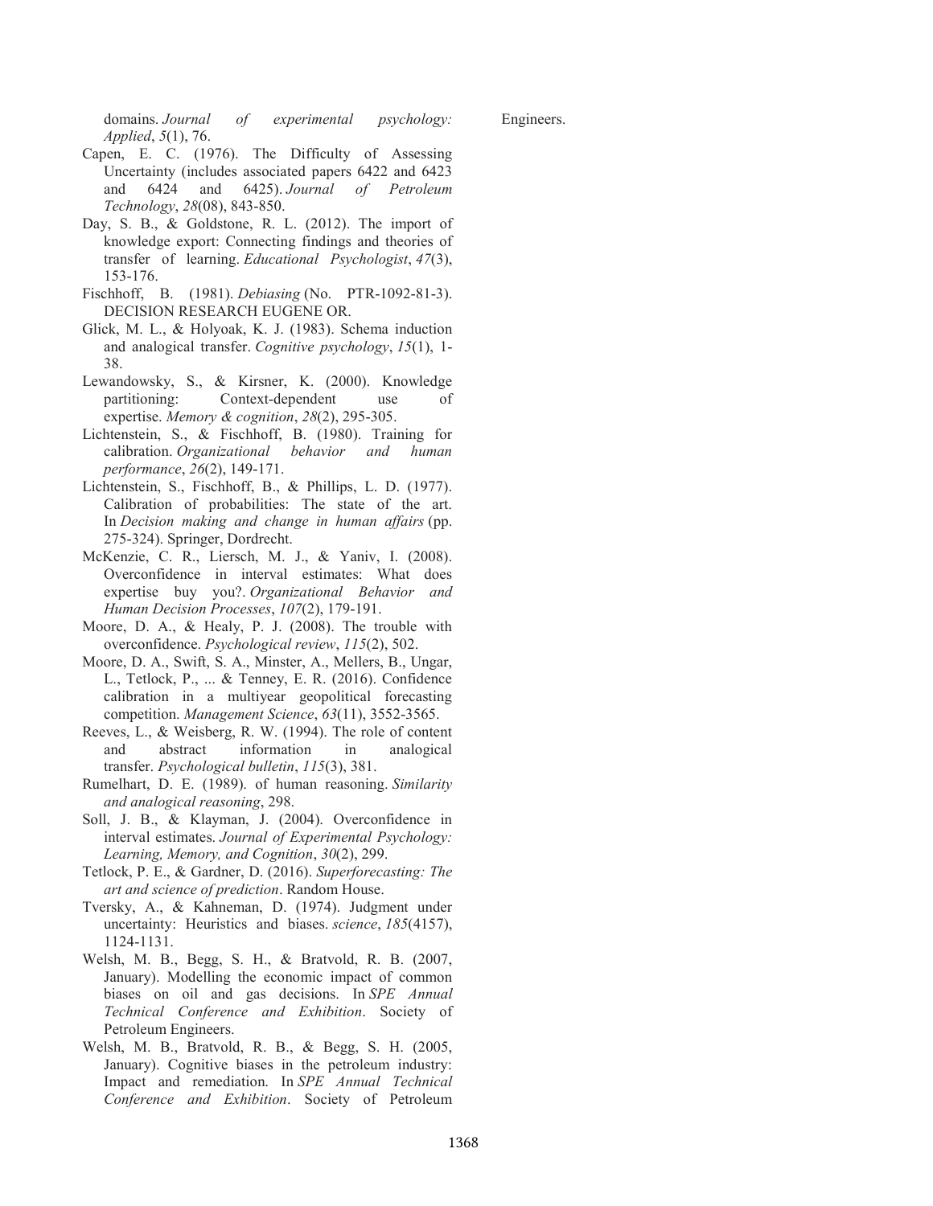domains. *Journal of experimental psychology: Applied*, *5*(1), 76.

Capen, E. C. (1976). The Difficulty of Assessing Uncertainty (includes associated papers 6422 and 6423 and 6424 and 6425). *Journal of Petroleum Technology*, *28*(08), 843-850.

Day, S. B., & Goldstone, R. L. (2012). The import of knowledge export: Connecting findings and theories of transfer of learning. *Educational Psychologist*, *47*(3), 153-176.

Fischhoff, B. (1981). *Debiasing* (No. PTR-1092-81-3). DECISION RESEARCH EUGENE OR.

Glick, M. L., & Holyoak, K. J. (1983). Schema induction and analogical transfer. *Cognitive psychology*, *15*(1), 1-38.

Lewandowsky, S., & Kirsner, K. (2000). Knowledge partitioning: Context-dependent use of expertise. *Memory & cognition*, *28*(2), 295-305.

Lichtenstein, S., & Fischhoff, B. (1980). Training for calibration. *Organizational behavior and human performance*, *26*(2), 149-171.

Lichtenstein, S., Fischhoff, B., & Phillips, L. D. (1977). Calibration of probabilities: The state of the art. In *Decision making and change in human affairs* (pp. 275-324). Springer, Dordrecht.

McKenzie, C. R., Liersch, M. J., & Yaniv, I. (2008). Overconfidence in interval estimates: What does expertise buy you?. *Organizational Behavior and Human Decision Processes*, *107*(2), 179-191.

Moore, D. A., & Healy, P. J. (2008). The trouble with overconfidence. *Psychological review*, *115*(2), 502.

Moore, D. A., Swift, S. A., Minster, A., Mellers, B., Ungar, L., Tetlock, P., ... & Tenney, E. R. (2016). Confidence calibration in a multiyear geopolitical forecasting competition. *Management Science*, *63*(11), 3552-3565.

Reeves, L., & Weisberg, R. W. (1994). The role of content and abstract information in analogical transfer. *Psychological bulletin*, *115*(3), 381.

Rumelhart, D. E. (1989). of human reasoning. *Similarity and analogical reasoning*, 298.

Soll, J. B., & Klayman, J. (2004). Overconfidence in interval estimates. *Journal of Experimental Psychology: Learning, Memory, and Cognition*, *30*(2), 299.

Tetlock, P. E., & Gardner, D. (2016). *Superforecasting: The art and science of prediction*. Random House.

Tversky, A., & Kahneman, D. (1974). Judgment under uncertainty: Heuristics and biases. *science*, *185*(4157), 1124-1131.

Welsh, M. B., Begg, S. H., & Bratvold, R. B. (2007, January). Modelling the economic impact of common biases on oil and gas decisions. In *SPE Annual Technical Conference and Exhibition*. Society of Petroleum Engineers.

Welsh, M. B., Bratvold, R. B., & Begg, S. H. (2005, January). Cognitive biases in the petroleum industry: Impact and remediation. In *SPE Annual Technical Conference and Exhibition*. Society of Petroleum Engineers.